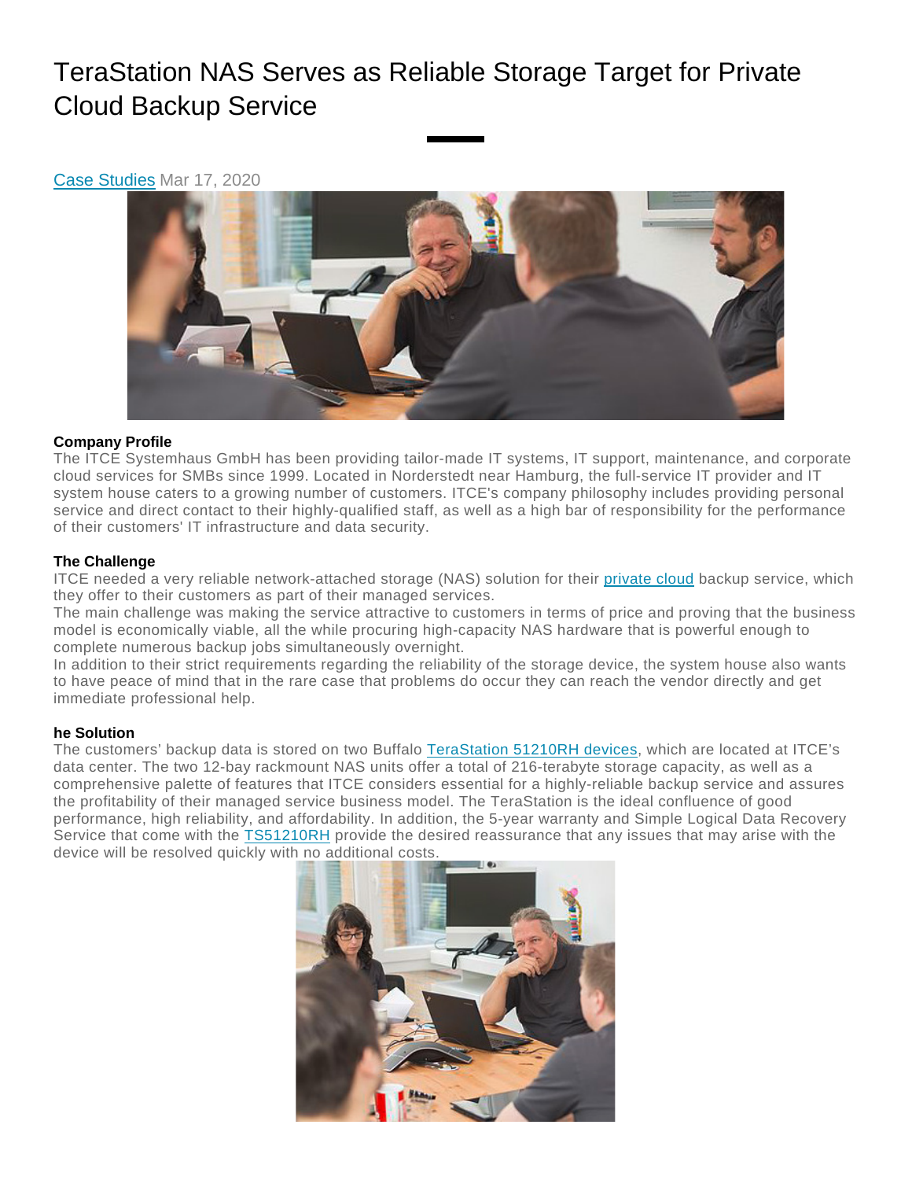# TeraStation NAS Serves as Reliable Storage Target for Private Cloud Backup Service

[Case Studies](#) Mar 17, 2020

**Company Profile**

The ITCE Systemhaus GmbH has been providing tailor-made IT systems, IT support, maintenance, and corporate cloud services for SMBs since 1999. Located in Norderstedt near Hamburg, the full-service IT provider and IT system house caters to a growing number of customers. ITCE's company philosophy includes providing personal service and direct contact to their highly-qualified staff, as well as a high bar of responsibility for the performance of their customers' IT infrastructure and data security.

**The Challenge**

ITCE needed a very reliable network-attached storage (NAS) solution for their [private cloud](#) backup service, which they offer to their customers as part of their managed services.

The main challenge was making the service attractive to customers in terms of price and proving that the business model is economically viable, all the while procuring high-capacity NAS hardware that is powerful enough to complete numerous backup jobs simultaneously overnight.

In addition to their strict requirements regarding the reliability of the storage device, the system house also wants to have peace of mind that in the rare case that problems do occur they can reach the vendor directly and get immediate professional help.

**he Solution**

The customers' backup data is stored on two Buffalo [TeraStation 51210RH devices](#), which are located at ITCE's data center. The two 12-bay rackmount NAS units offer a total of 216-terabyte storage capacity, as well as a comprehensive palette of features that ITCE considers essential for a highly-reliable backup service and assures the profitability of their managed service business model. The TeraStation is the ideal confluence of good performance, high reliability, and affordability. In addition, the 5-year warranty and Simple Logical Data Recovery Service that come with the [TS51210RH](#) provide the desired reassurance that any issues that may arise with the device will be resolved quickly with no additional costs.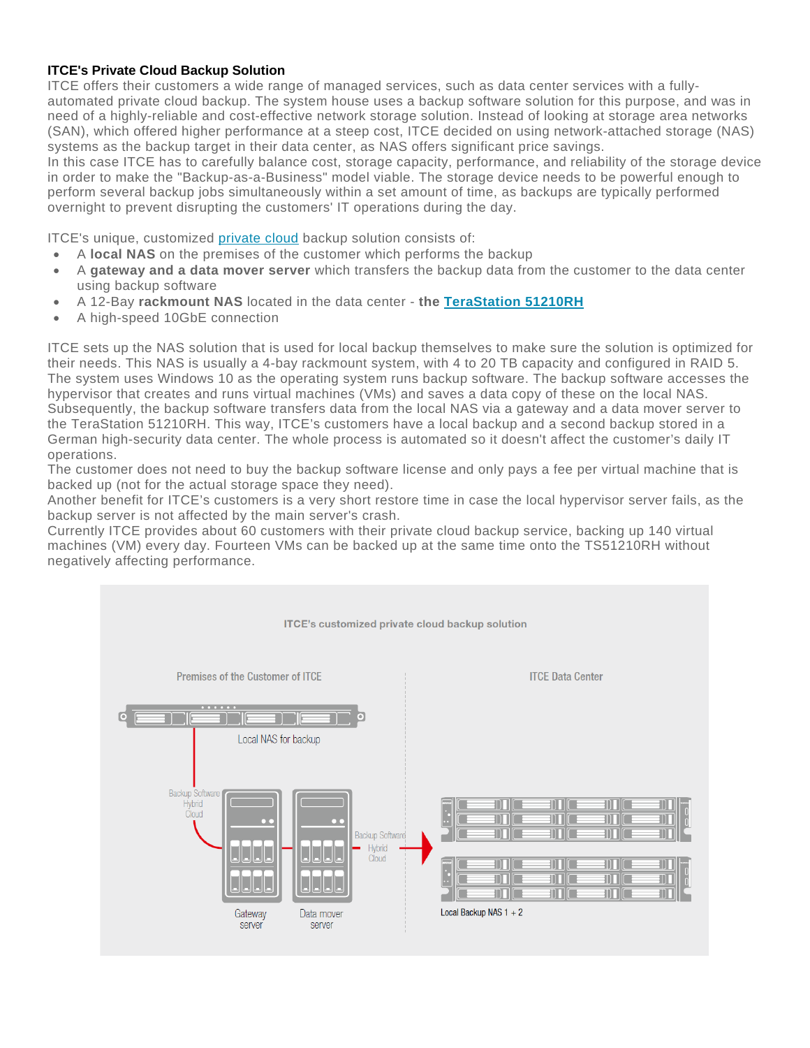**ITCE's Private Cloud Backup Solution**

ITCE offers their customers a wide range of managed services, such as data center services with a fully-automated private cloud backup. The system house uses a backup software solution for this purpose, and was in need of a highly-reliable and cost-effective network storage solution. Instead of looking at storage area networks (SAN), which offered higher performance at a steep cost, ITCE decided on using network-attached storage (NAS) systems as the backup target in their data center, as NAS offers significant price savings.
In this case ITCE has to carefully balance cost, storage capacity, performance, and reliability of the storage device in order to make the "Backup-as-a-Business" model viable. The storage device needs to be powerful enough to perform several backup jobs simultaneously within a set amount of time, as backups are typically performed overnight to prevent disrupting the customers' IT operations during the day.

ITCE's unique, customized private cloud backup solution consists of:

- A **local NAS** on the premises of the customer which performs the backup
- A **gateway and a data mover server** which transfers the backup data from the customer to the data center using backup software
- A 12-Bay **rackmount NAS** located in the data center - **the TeraStation 51210RH**
- A high-speed 10GbE connection

ITCE sets up the NAS solution that is used for local backup themselves to make sure the solution is optimized for their needs. This NAS is usually a 4-bay rackmount system, with 4 to 20 TB capacity and configured in RAID 5. The system uses Windows 10 as the operating system runs backup software. The backup software accesses the hypervisor that creates and runs virtual machines (VMs) and saves a data copy of these on the local NAS. Subsequently, the backup software transfers data from the local NAS via a gateway and a data mover server to the TeraStation 51210RH. This way, ITCE's customers have a local backup and a second backup stored in a German high-security data center. The whole process is automated so it doesn't affect the customer's daily IT operations.
The customer does not need to buy the backup software license and only pays a fee per virtual machine that is backed up (not for the actual storage space they need).
Another benefit for ITCE's customers is a very short restore time in case the local hypervisor server fails, as the backup server is not affected by the main server's crash.
Currently ITCE provides about 60 customers with their private cloud backup service, backing up 140 virtual machines (VM) every day. Fourteen VMs can be backed up at the same time onto the TS51210RH without negatively affecting performance.

ITCE's customized private cloud backup solution

Premises of the Customer of ITCE | ITCE Data Center

Local NAS for backup

Backup Software Hybrid Cloud

Gateway server

Data mover server

Backup Software Hybrid Cloud

Local Backup NAS 1 + 2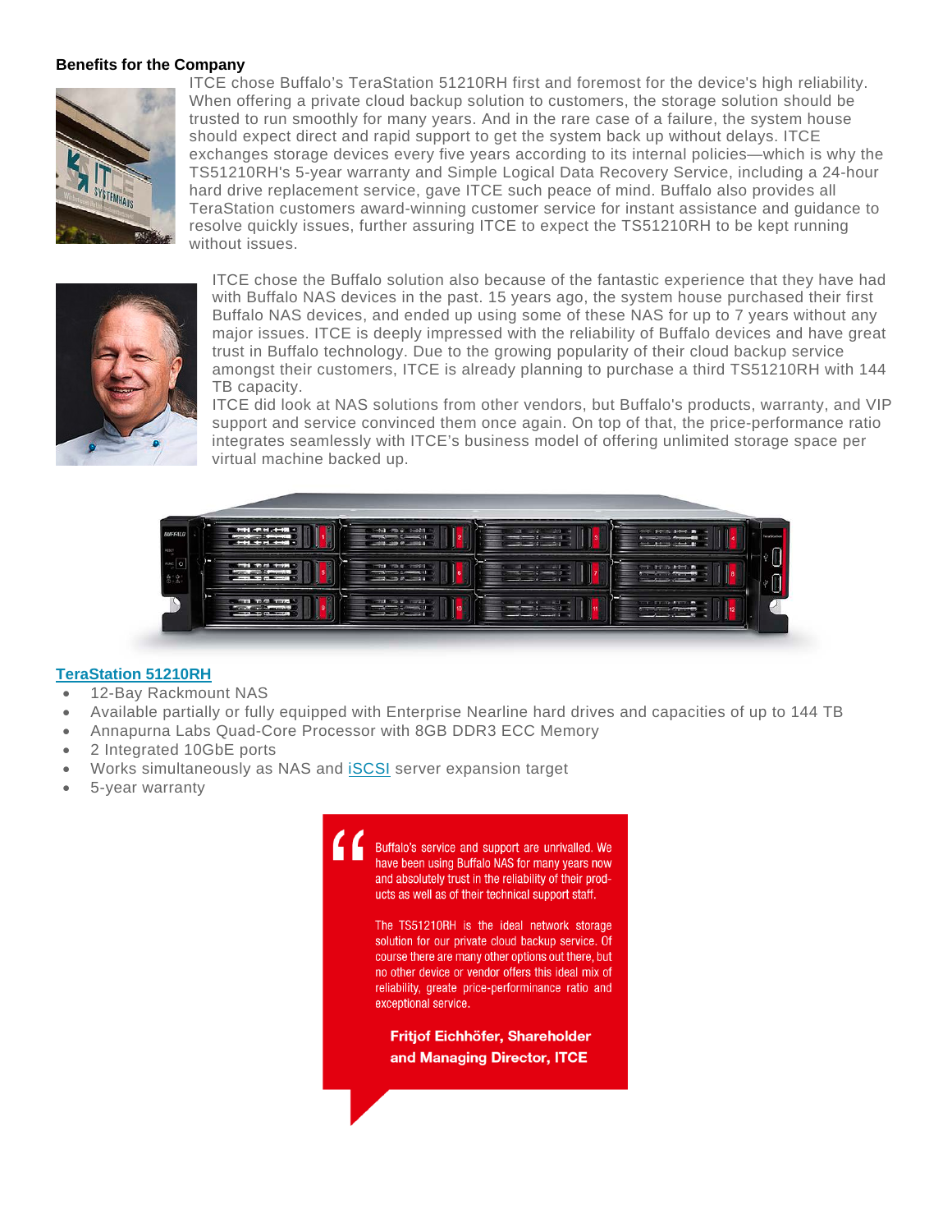**Benefits for the Company**

ITCE chose Buffalo's TeraStation 51210RH first and foremost for the device's high reliability. When offering a private cloud backup solution to customers, the storage solution should be trusted to run smoothly for many years. And in the rare case of a failure, the system house should expect direct and rapid support to get the system back up without delays. ITCE exchanges storage devices every five years according to its internal policies—which is why the TS51210RH's 5-year warranty and Simple Logical Data Recovery Service, including a 24-hour hard drive replacement service, gave ITCE such peace of mind. Buffalo also provides all TeraStation customers award-winning customer service for instant assistance and guidance to resolve quickly issues, further assuring ITCE to expect the TS51210RH to be kept running without issues.

ITCE chose the Buffalo solution also because of the fantastic experience that they have had with Buffalo NAS devices in the past. 15 years ago, the system house purchased their first Buffalo NAS devices, and ended up using some of these NAS for up to 7 years without any major issues. ITCE is deeply impressed with the reliability of Buffalo devices and have great trust in Buffalo technology. Due to the growing popularity of their cloud backup service amongst their customers, ITCE is already planning to purchase a third TS51210RH with 144 TB capacity.

ITCE did look at NAS solutions from other vendors, but Buffalo's products, warranty, and VIP support and service convinced them once again. On top of that, the price-performance ratio integrates seamlessly with ITCE's business model of offering unlimited storage space per virtual machine backed up.

**TeraStation 51210RH**

- 12-Bay Rackmount NAS
- Available partially or fully equipped with Enterprise Nearline hard drives and capacities of up to 144 TB
- Annapurna Labs Quad-Core Processor with 8GB DDR3 ECC Memory
- 2 Integrated 10GbE ports
- Works simultaneously as NAS and iSCSI server expansion target
- 5-year warranty

> Buffalo's service and support are unrivalled. We have been using Buffalo NAS for many years now and absolutely trust in the reliability of their products as well as of their technical support staff.
>
> The TS51210RH is the ideal network storage solution for our private cloud backup service. Of course there are many other options out there, but no other device or vendor offers this ideal mix of reliability, greate price-performinance ratio and exceptional service.
>
> **Fritjof Eichhöfer, Shareholder and Managing Director, ITCE**